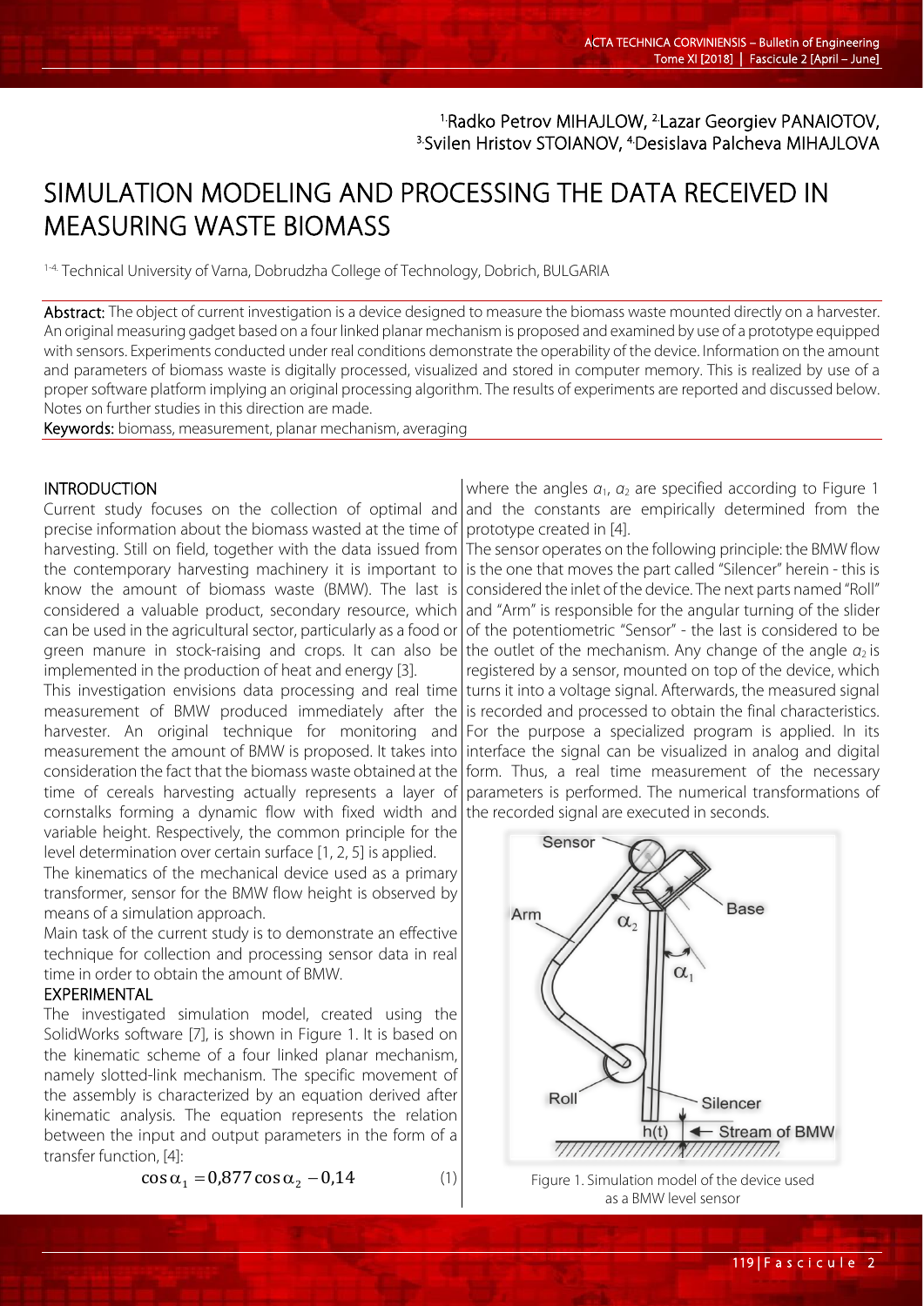[1.]Radko Petrov MIHAJLOW, [2.]Lazar Georgiev PANAIOTOV, [3.]Svilen Hristov STOIANOV, [4.]Desislava Palcheva MIHAJLOVA

# SIMULATION MODELING AND PROCESSING THE DATA RECEIVED IN MEASURING WASTE BIOMASS

[1-4.] Technical University of Varna, Dobrudzha College of Technology, Dobrich, BULGARIA

**Abstract:** The object of current investigation is a device designed to measure the biomass waste mounted directly on a harvester. An original measuring gadget based on a four linked planar mechanism is proposed and examined by use of a prototype equipped with sensors. Experiments conducted under real conditions demonstrate the operability of the device. Information on the amount and parameters of biomass waste is digitally processed, visualized and stored in computer memory. This is realized by use of a proper software platform implying an original processing algorithm. The results of experiments are reported and discussed below. Notes on further studies in this direction are made.

**Keywords:** biomass, measurement, planar mechanism, averaging

## INTRODUCTION

Current study focuses on the collection of optimal and precise information about the biomass wasted at the time of harvesting. Still on field, together with the data issued from the contemporary harvesting machinery it is important to know the amount of biomass waste (BMW). The last is considered a valuable product, secondary resource, which can be used in the agricultural sector, particularly as a food or green manure in stock-raising and crops. It can also be implemented in the production of heat and energy [3].

This investigation envisions data processing and real time measurement of BMW produced immediately after the harvester. An original technique for monitoring and measurement the amount of BMW is proposed. It takes into consideration the fact that the biomass waste obtained at the time of cereals harvesting actually represents a layer of cornstalks forming a dynamic flow with fixed width and variable height. Respectively, the common principle for the level determination over certain surface [1, 2, 5] is applied.

The kinematics of the mechanical device used as a primary transformer, sensor for the BMW flow height is observed by means of a simulation approach.

Main task of the current study is to demonstrate an effective technique for collection and processing sensor data in real time in order to obtain the amount of BMW.

## EXPERIMENTAL

The investigated simulation model, created using the SolidWorks software [7], is shown in Figure 1. It is based on the kinematic scheme of a four linked planar mechanism, namely slotted-link mechanism. The specific movement of the assembly is characterized by an equation derived after kinematic analysis. The equation represents the relation between the input and output parameters in the form of a transfer function, [4]:

$$\cos\alpha_1 = 0{,}877\cos\alpha_2 - 0{,}14 \qquad (1)$$

where the angles $\alpha_1$, $\alpha_2$ are specified according to Figure 1 and the constants are empirically determined from the prototype created in [4].

The sensor operates on the following principle: the BMW flow is the one that moves the part called "Silencer" herein - this is considered the inlet of the device. The next parts named "Roll" and "Arm" is responsible for the angular turning of the slider of the potentiometric "Sensor" - the last is considered to be the outlet of the mechanism. Any change of the angle $\alpha_2$ is registered by a sensor, mounted on top of the device, which turns it into a voltage signal. Afterwards, the measured signal is recorded and processed to obtain the final characteristics. For the purpose a specialized program is applied. In its interface the signal can be visualized in analog and digital form. Thus, a real time measurement of the necessary parameters is performed. The numerical transformations of the recorded signal are executed in seconds.

Figure 1. Simulation model of the device used as a BMW level sensor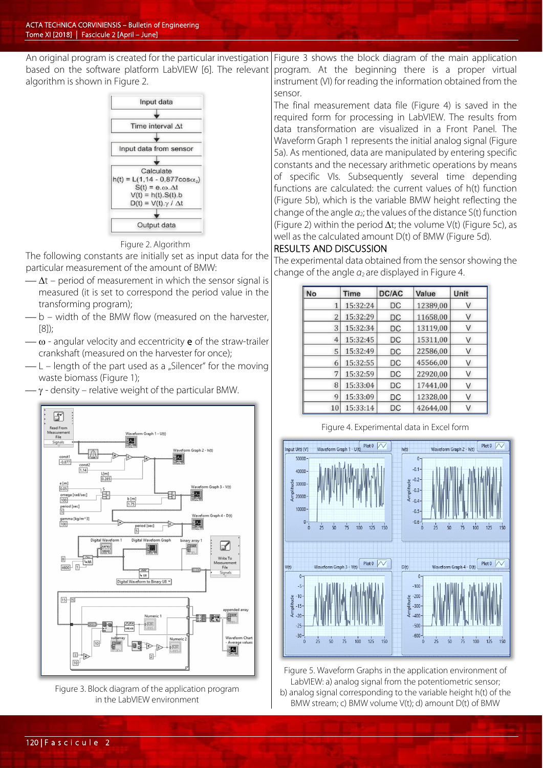An original program is created for the particular investigation based on the software platform LabVIEW [6]. The relevant algorithm is shown in Figure 2.

Input data
Time interval $\Delta t$
Input data from sensor
Calculate
$h(t) = L(1{,}14 - 0{,}877\cos\alpha_2)$
$S(t) = e.\omega.\Delta t$
$V(t) = h(t).S(t).b$
$D(t) = V(t).\gamma / \Delta t$
Output data

Figure 2. Algorithm

The following constants are initially set as input data for the particular measurement of the amount of BMW:

- $\Delta t$ – period of measurement in which the sensor signal is measured (it is set to correspond the period value in the transforming program);
- b – width of the BMW flow (measured on the harvester, [8]);
- $\omega$ - angular velocity and eccentricity **e** of the straw-trailer crankshaft (measured on the harvester for once);
- L – length of the part used as a „Silencer" for the moving waste biomass (Figure 1);
- $\gamma$ - density – relative weight of the particular BMW.

Figure 3. Block diagram of the application program in the LabVIEW environment

Figure 3 shows the block diagram of the main application program. At the beginning there is a proper virtual instrument (VI) for reading the information obtained from the sensor.

The final measurement data file (Figure 4) is saved in the required form for processing in LabVIEW. The results from data transformation are visualized in a Front Panel. The Waveform Graph 1 represents the initial analog signal (Figure 5a). As mentioned, data are manipulated by entering specific constants and the necessary arithmetic operations by means of specific VIs. Subsequently several time depending functions are calculated: the current values of h(t) function (Figure 5b), which is the variable BMW height reflecting the change of the angle $\alpha_2$; the values of the distance S(t) function (Figure 2) within the period $\Delta t$; the volume V(t) (Figure 5c), as well as the calculated amount D(t) of BMW (Figure 5d).

## RESULTS AND DISCUSSION

The experimental data obtained from the sensor showing the change of the angle $\alpha_2$ are displayed in Figure 4.

| No | Time | DC/AC | Value | Unit |
|---|---|---|---|---|
| 1 | 15:32:24 | DC | 12389,00 | V |
| 2 | 15:32:29 | DC | 11658,00 | V |
| 3 | 15:32:34 | DC | 13119,00 | V |
| 4 | 15:32:45 | DC | 15311,00 | V |
| 5 | 15:32:49 | DC | 22586,00 | V |
| 6 | 15:32:55 | DC | 45566,00 | V |
| 7 | 15:32:59 | DC | 22920,00 | V |
| 8 | 15:33:04 | DC | 17441,00 | V |
| 9 | 15:33:09 | DC | 12328,00 | V |
| 10 | 15:33:14 | DC | 42644,00 | V |

Figure 4. Experimental data in Excel form

Figure 5. Waveform Graphs in the application environment of LabVIEW: a) analog signal from the potentiometric sensor; b) analog signal corresponding to the variable height h(t) of the BMW stream; c) BMW volume V(t); d) amount D(t) of BMW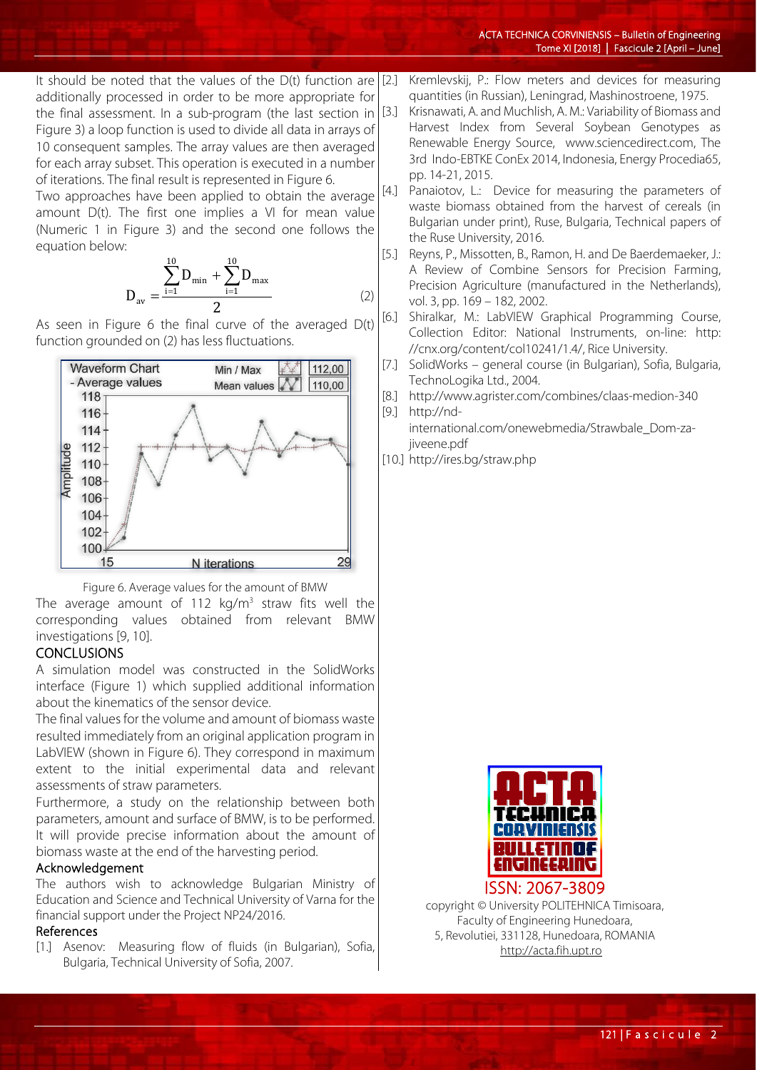It should be noted that the values of the D(t) function are additionally processed in order to be more appropriate for the final assessment. In a sub-program (the last section in Figure 3) a loop function is used to divide all data in arrays of 10 consequent samples. The array values are then averaged for each array subset. This operation is executed in a number of iterations. The final result is represented in Figure 6.

Two approaches have been applied to obtain the average amount D(t). The first one implies a VI for mean value (Numeric 1 in Figure 3) and the second one follows the equation below:

$$D_{av} = \frac{\sum_{i=1}^{10} D_{min} + \sum_{i=1}^{10} D_{max}}{2} \tag{2}$$

As seen in Figure 6 the final curve of the averaged D(t) function grounded on (2) has less fluctuations.

Waveform Chart - Average values

Min / Max 112,00

Mean values 110,00

Amplitude

118
116
114
112
110
108
106
104
102
100

15 N iterations 29

Figure 6. Average values for the amount of BMW

The average amount of 112 kg/m$^3$ straw fits well the corresponding values obtained from relevant BMW investigations [9, 10].

## CONCLUSIONS

A simulation model was constructed in the SolidWorks interface (Figure 1) which supplied additional information about the kinematics of the sensor device.

The final values for the volume and amount of biomass waste resulted immediately from an original application program in LabVIEW (shown in Figure 6). They correspond in maximum extent to the initial experimental data and relevant assessments of straw parameters.

Furthermore, a study on the relationship between both parameters, amount and surface of BMW, is to be performed. It will provide precise information about the amount of biomass waste at the end of the harvesting period.

### Acknowledgement

The authors wish to acknowledge Bulgarian Ministry of Education and Science and Technical University of Varna for the financial support under the Project NP24/2016.

### References

[1.] Asenov: Measuring flow of fluids (in Bulgarian), Sofia, Bulgaria, Technical University of Sofia, 2007.

[2.] Kremlevskij, P.: Flow meters and devices for measuring quantities (in Russian), Leningrad, Mashinostroene, 1975.

[3.] Krisnawati, A. and Muchlish, A. M.: Variability of Biomass and Harvest Index from Several Soybean Genotypes as Renewable Energy Source, www.sciencedirect.com, The 3rd Indo-EBTKE ConEx 2014, Indonesia, Energy Procedia65, pp. 14-21, 2015.

[4.] Panaiotov, L.: Device for measuring the parameters of waste biomass obtained from the harvest of cereals (in Bulgarian under print), Ruse, Bulgaria, Technical papers of the Ruse University, 2016.

[5.] Reyns, P., Missotten, B., Ramon, H. and De Baerdemaeker, J.: A Review of Combine Sensors for Precision Farming, Precision Agriculture (manufactured in the Netherlands), vol. 3, pp. 169 – 182, 2002.

[6.] Shiralkar, M.: LabVIEW Graphical Programming Course, Collection Editor: National Instruments, on-line: http://cnx.org/content/col10241/1.4/, Rice University.

[7.] SolidWorks – general course (in Bulgarian), Sofia, Bulgaria, TechnoLogika Ltd., 2004.

[8.] http://www.agrister.com/combines/claas-medion-340

[9.] http://nd-international.com/onewebmedia/Strawbale_Dom-za-jiveene.pdf

[10.] http://ires.bg/straw.php

ISSN: 2067-3809

copyright © University POLITEHNICA Timisoara, Faculty of Engineering Hunedoara, 5, Revolutiei, 331128, Hunedoara, ROMANIA

http://acta.fih.upt.ro